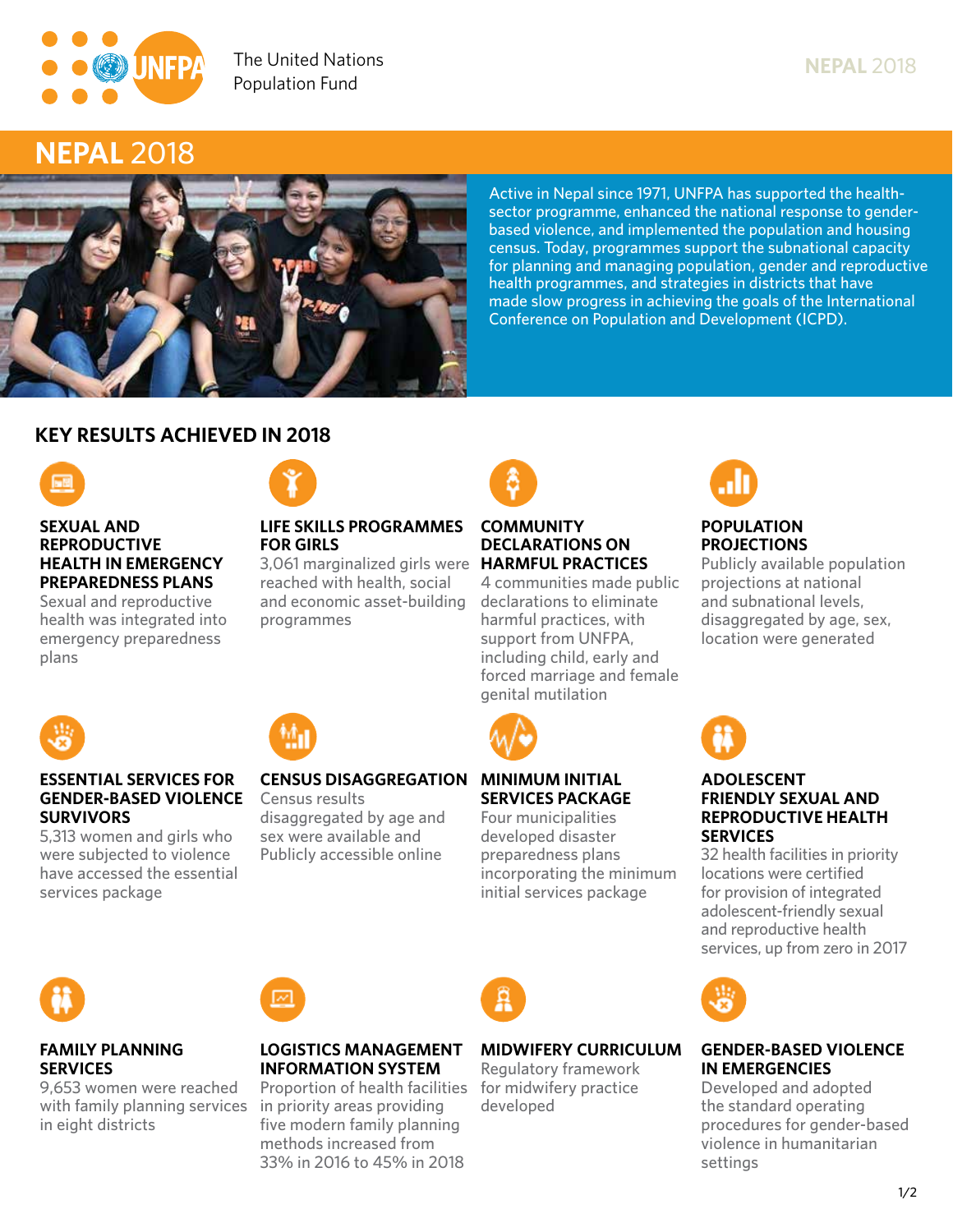The United Nations Population Fund

# NEPAL 2018

Active in Nepal since 1971, UNFPA has supported the health-sector programme, enhanced the national response to gender-based violence, and implemented the population and housing census. Today, programmes support the subnational capacity for planning and managing population, gender and reproductive health programmes, and strategies in districts that have made slow progress in achieving the goals of the International Conference on Population and Development (ICPD).

## KEY RESULTS ACHIEVED IN 2018

### SEXUAL AND REPRODUCTIVE HEALTH IN EMERGENCY PREPAREDNESS PLANS

Sexual and reproductive health was integrated into emergency preparedness plans

### LIFE SKILLS PROGRAMMES FOR GIRLS

3,061 marginalized girls were reached with health, social and economic asset-building programmes

### COMMUNITY DECLARATIONS ON HARMFUL PRACTICES

4 communities made public declarations to eliminate harmful practices, with support from UNFPA, including child, early and forced marriage and female genital mutilation

### POPULATION PROJECTIONS

Publicly available population projections at national and subnational levels, disaggregated by age, sex, location were generated

### ESSENTIAL SERVICES FOR GENDER-BASED VIOLENCE SURVIVORS

5,313 women and girls who were subjected to violence have accessed the essential services package

### CENSUS DISAGGREGATION

Census results disaggregated by age and sex were available and Publicly accessible online

### MINIMUM INITIAL SERVICES PACKAGE

Four municipalities developed disaster preparedness plans incorporating the minimum initial services package

### ADOLESCENT FRIENDLY SEXUAL AND REPRODUCTIVE HEALTH SERVICES

32 health facilities in priority locations were certified for provision of integrated adolescent-friendly sexual and reproductive health services, up from zero in 2017

### FAMILY PLANNING SERVICES

9,653 women were reached with family planning services in eight districts

### LOGISTICS MANAGEMENT INFORMATION SYSTEM

Proportion of health facilities in priority areas providing five modern family planning methods increased from 33% in 2016 to 45% in 2018

### MIDWIFERY CURRICULUM

Regulatory framework for midwifery practice developed

### GENDER-BASED VIOLENCE IN EMERGENCIES

Developed and adopted the standard operating procedures for gender-based violence in humanitarian settings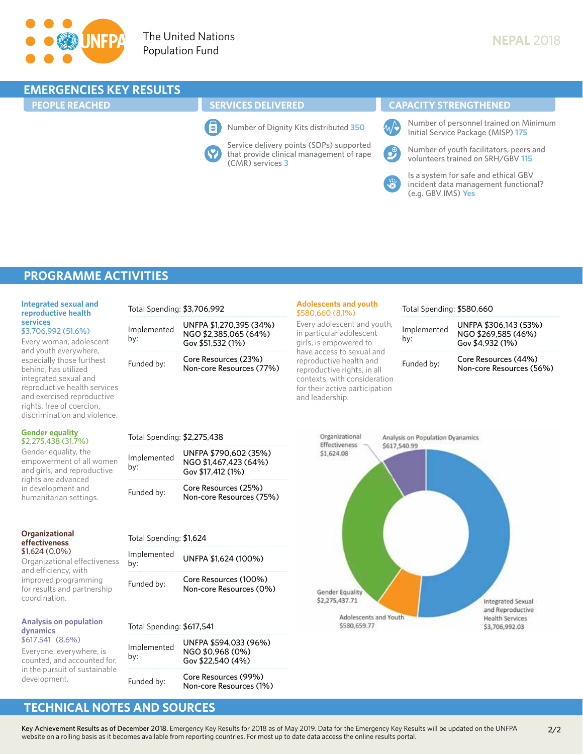The United Nations Population Fund

NEPAL 2018

## EMERGENCIES KEY RESULTS

### PEOPLE REACHED

### SERVICES DELIVERED

Number of Dignity Kits distributed **350**

Service delivery points (SDPs) supported that provide clinical management of rape (CMR) services **3**

### CAPACITY STRENGTHENED

Number of personnel trained on Minimum Initial Service Package (MISP) **175**

Number of youth facilitators, peers and volunteers trained on SRH/GBV **115**

Is a system for safe and ethical GBV incident data management functional? (e.g. GBV IMS) **Yes**

## PROGRAMME ACTIVITIES

**Integrated sexual and reproductive health services**
$3,706,992 (51.6%)
Every woman, adolescent and youth everywhere, especially those furthest behind, has utilized integrated sexual and reproductive health services and exercised reproductive rights, free of coercion, discrimination and violence.

| Total Spending: | $3,706,992 |
|---|---|
| Implemented by: | UNFPA $1,270,395 (34%)<br>NGO $2,385,065 (64%)<br>Gov $51,532 (1%) |
| Funded by: | Core Resources (23%)<br>Non-core Resources (77%) |

**Adolescents and youth**
$580,660 (8.1%)
Every adolescent and youth, in particular adolescent girls, is empowered to have access to sexual and reproductive health and reproductive rights, in all contexts, with consideration for their active participation and leadership.

| Total Spending: | $580,660 |
|---|---|
| Implemented by: | UNFPA $306,143 (53%)<br>NGO $269,585 (46%)<br>Gov $4,932 (1%) |
| Funded by: | Core Resources (44%)<br>Non-core Resources (56%) |

**Gender equality**
$2,275,438 (31.7%)
Gender equality, the empowerment of all women and girls, and reproductive rights are advanced in development and humanitarian settings.

| Total Spending: | $2,275,438 |
|---|---|
| Implemented by: | UNFPA $790,602 (35%)<br>NGO $1,467,423 (64%)<br>Gov $17,412 (1%) |
| Funded by: | Core Resources (25%)<br>Non-core Resources (75%) |

**Organizational effectiveness**
$1,624 (0.0%)
Organizational effectiveness and efficiency, with improved programming for results and partnership coordination.

| Total Spending: | $1,624 |
|---|---|
| Implemented by: | UNFPA $1,624 (100%) |
| Funded by: | Core Resources (100%)<br>Non-core Resources (0%) |

**Analysis on population dynamics**
$617,541 (8.6%)
Everyone, everywhere, is counted, and accounted for, in the pursuit of sustainable development.

| Total Spending: | $617,541 |
|---|---|
| Implemented by: | UNFPA $594,033 (96%)<br>NGO $0,968 (0%)<br>Gov $22,540 (4%) |
| Funded by: | Core Resources (99%)<br>Non-core Resources (1%) |

Organizational Effectiveness
$1,624.08

Analysis on Population Dynamics
$617,540.99

Gender Equality
$2,275,437.71

Adolescents and Youth
$580,659.77

Integrated Sexual and Reproductive Health Services
$3,706,992.03

## TECHNICAL NOTES AND SOURCES

**Key Achievement Results as of December 2018.** Emergency Key Results for 2018 as of May 2019. Data for the Emergency Key Results will be updated on the UNFPA website on a rolling basis as it becomes available from reporting countries. For most up to date data access the online results portal.